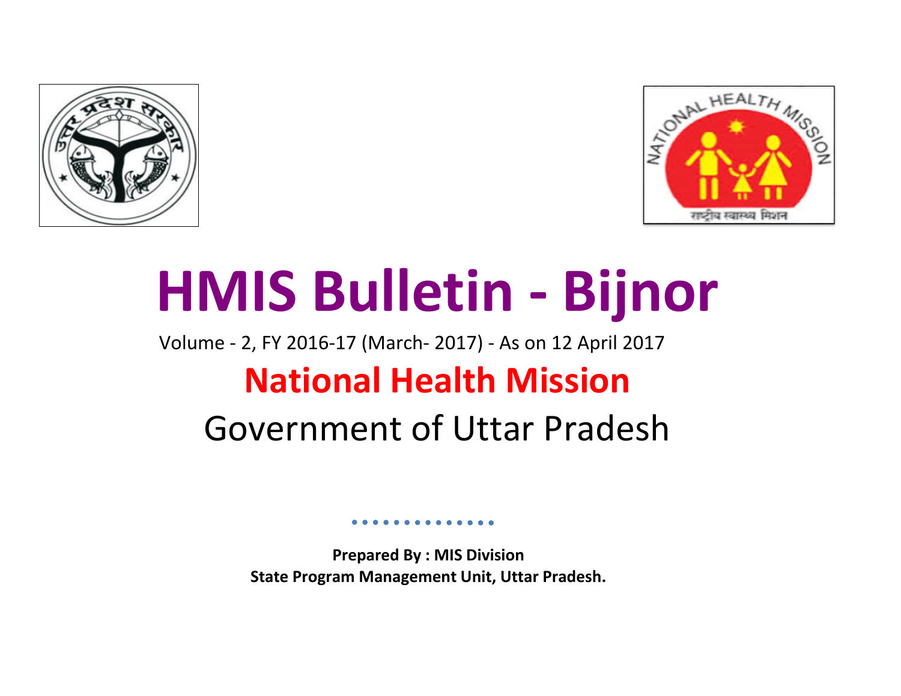# HMIS Bulletin - Bijnor

Volume - 2, FY 2016-17 (March- 2017) - As on 12 April 2017

## National Health Mission

## Government of Uttar Pradesh

**Prepared By : MIS Division**
**State Program Management Unit, Uttar Pradesh.**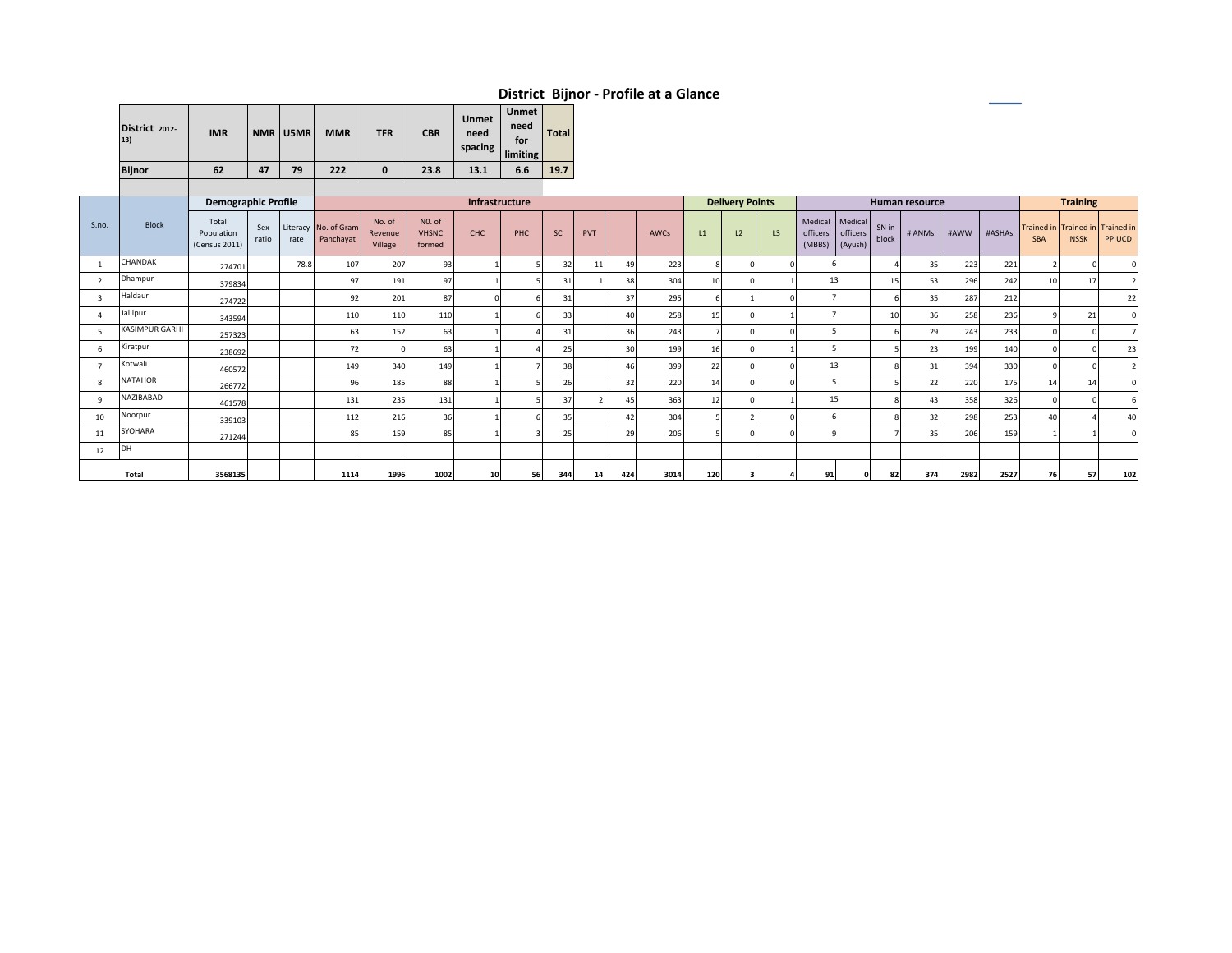# District Bijnor - Profile at a Glance

| District 2012-13) | IMR | NMR | U5MR | MMR | TFR | CBR | Unmet need spacing | Unmet need for limiting | Total |
|---|---|---|---|---|---|---|---|---|---|
| Bijnor | 62 | 47 | 79 | 222 | 0 | 23.8 | 13.1 | 6.6 | 19.7 |

| | | Demographic Profile | | | Infrastructure | | | | | | | | | Delivery Points | | | Human resource | | | | | | Training | | |
|---|---|---|---|---|---|---|---|---|---|---|---|---|---|---|---|---|---|---|---|---|---|---|---|---|---|
| S.no. | Block | Total Population (Census 2011) | Sex ratio | Literacy rate | No. of Gram Panchayat | No. of Revenue Village | N0. of VHSNC formed | CHC | PHC | SC | PVT | | AWCs | L1 | L2 | L3 | Medical officers (MBBS) | Medical officers (Ayush) | SN in block | # ANMs | #AWW | #ASHAs | Trained in SBA | Trained in NSSK | Trained in PPIUCD |
| 1 | CHANDAK | 274701 | | 78.8 | 107 | 207 | 93 | 1 | 5 | 32 | 11 | 49 | 223 | 8 | 0 | 0 | 6 | | 4 | 35 | 223 | 221 | 2 | 0 | 0 |
| 2 | Dhampur | 379834 | | | 97 | 191 | 97 | 1 | 5 | 31 | 1 | 38 | 304 | 10 | 0 | 1 | 13 | | 15 | 53 | 296 | 242 | 10 | 17 | 2 |
| 3 | Haldaur | 274722 | | | 92 | 201 | 87 | 0 | 6 | 31 | | 37 | 295 | 6 | 1 | 0 | 7 | | 6 | 35 | 287 | 212 | | | 22 |
| 4 | Jalilpur | 343594 | | | 110 | 110 | 110 | 1 | 6 | 33 | | 40 | 258 | 15 | 0 | 1 | 7 | | 10 | 36 | 258 | 236 | 9 | 21 | 0 |
| 5 | KASIMPUR GARHI | 257323 | | | 63 | 152 | 63 | 1 | 4 | 31 | | 36 | 243 | 7 | 0 | 0 | 5 | | 6 | 29 | 243 | 233 | 0 | 0 | 7 |
| 6 | Kiratpur | 238692 | | | 72 | 0 | 63 | 1 | 4 | 25 | | 30 | 199 | 16 | 0 | 1 | 5 | | 5 | 23 | 199 | 140 | 0 | 0 | 23 |
| 7 | Kotwali | 460572 | | | 149 | 340 | 149 | 1 | 7 | 38 | | 46 | 399 | 22 | 0 | 0 | 13 | | 8 | 31 | 394 | 330 | 0 | 0 | 2 |
| 8 | NATAHOR | 266772 | | | 96 | 185 | 88 | 1 | 5 | 26 | | 32 | 220 | 14 | 0 | 0 | 5 | | 5 | 22 | 220 | 175 | 14 | 14 | 0 |
| 9 | NAZIBABAD | 461578 | | | 131 | 235 | 131 | 1 | 5 | 37 | 2 | 45 | 363 | 12 | 0 | 1 | 15 | | 8 | 43 | 358 | 326 | 0 | 0 | 6 |
| 10 | Noorpur | 339103 | | | 112 | 216 | 36 | 1 | 6 | 35 | | 42 | 304 | 5 | 2 | 0 | 6 | | 8 | 32 | 298 | 253 | 40 | 4 | 40 |
| 11 | SYOHARA | 271244 | | | 85 | 159 | 85 | 1 | 3 | 25 | | 29 | 206 | 5 | 0 | 0 | 9 | | 7 | 35 | 206 | 159 | 1 | 1 | 0 |
| 12 | DH | | | | | | | | | | | | | | | | | | | | | | | | |
| | Total | 3568135 | | | 1114 | 1996 | 1002 | 10 | 56 | 344 | 14 | 424 | 3014 | 120 | 3 | 4 | 91 | 0 | 82 | 374 | 2982 | 2527 | 76 | 57 | 102 |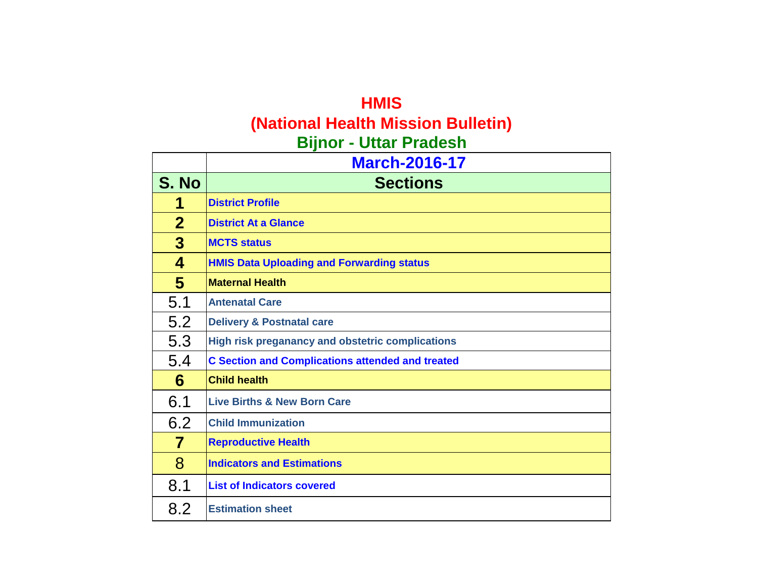# HMIS
## (National Health Mission Bulletin)
## Bijnor - Uttar Pradesh

| | March-2016-17 |
|---|---|
| **S. No** | **Sections** |
| **1** | District Profile |
| **2** | District At a Glance |
| **3** | MCTS status |
| **4** | HMIS Data Uploading and Forwarding status |
| **5** | Maternal Health |
| 5.1 | Antenatal Care |
| 5.2 | Delivery & Postnatal care |
| 5.3 | High risk preganancy and obstetric complications |
| 5.4 | C Section and Complications attended and treated |
| **6** | Child health |
| 6.1 | Live Births & New Born Care |
| 6.2 | Child Immunization |
| **7** | Reproductive Health |
| 8 | Indicators and Estimations |
| 8.1 | List of Indicators covered |
| 8.2 | Estimation sheet |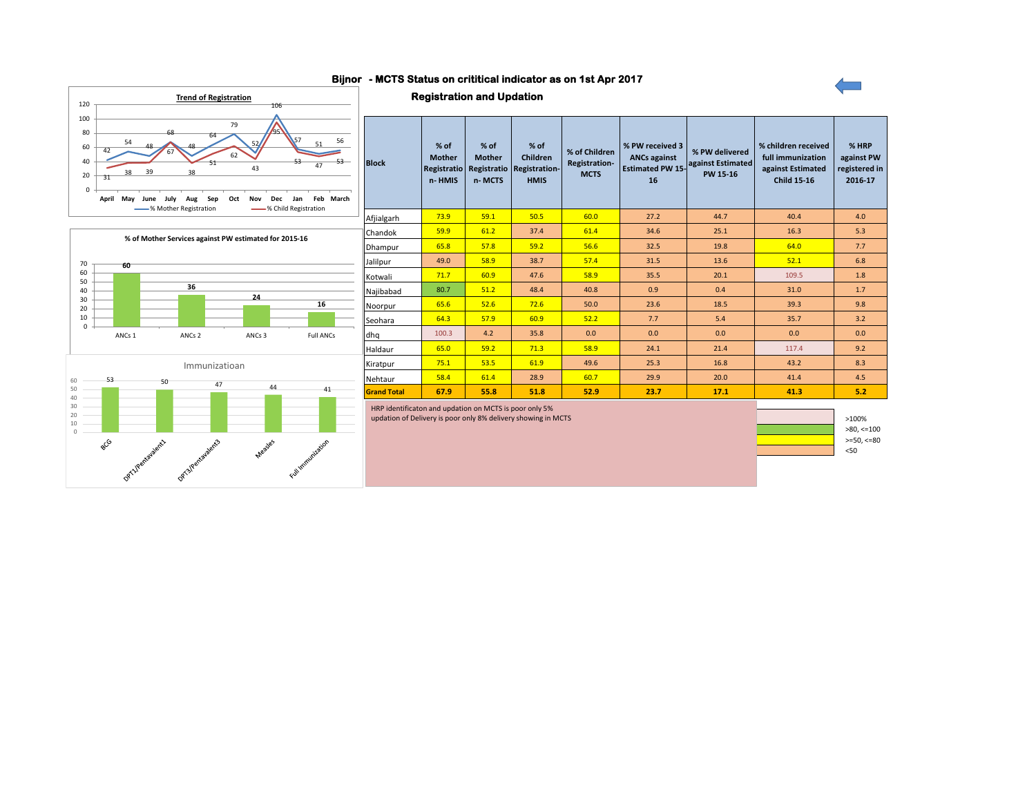# Bijnor - MCTS Status on crititical indicator as on 1st Apr 2017

## Registration and Updation

**Trend of Registration**

| Month | April | May | June | July | Aug | Sep | Oct | Nov | Dec | Jan | Feb | March |
|---|---|---|---|---|---|---|---|---|---|---|---|---|
| % Mother Registration | 42 | 54 | 48 | 68 | 48 | 64 | 79 | 52 | 106 | 57 | 51 | 56 |
| % Child Registration | 31 | 38 | 39 | 67 | 38 | 51 | 62 | 43 | 95 | 53 | 47 | 53 |

**% of Mother Services against PW estimated for 2015-16**

| ANCs 1 | ANCs 2 | ANCs 3 | Full ANCs |
|---|---|---|---|
| 60 | 36 | 24 | 16 |

**Immunizatioan**

| BCG | DPT1/Pentavalent1 | DPT3/Pentavalent3 | Measles | Full Immunization |
|---|---|---|---|---|
| 53 | 50 | 47 | 44 | 41 |

| Block | % of Mother Registration- HMIS | % of Mother Registration- MCTS | % of Children Registration-HMIS | % of Children Registration-MCTS | % PW received 3 ANCs against Estimated PW 15-16 | % PW delivered against Estimated PW 15-16 | % children received full immunization against Estimated Child 15-16 | % HRP against PW registered in 2016-17 |
|---|---|---|---|---|---|---|---|---|
| Afjialgarh | 73.9 | 59.1 | 50.5 | 60.0 | 27.2 | 44.7 | 40.4 | 4.0 |
| Chandok | 59.9 | 61.2 | 37.4 | 61.4 | 34.6 | 25.1 | 16.3 | 5.3 |
| Dhampur | 65.8 | 57.8 | 59.2 | 56.6 | 32.5 | 19.8 | 64.0 | 7.7 |
| Jalilpur | 49.0 | 58.9 | 38.7 | 57.4 | 31.5 | 13.6 | 52.1 | 6.8 |
| Kotwali | 71.7 | 60.9 | 47.6 | 58.9 | 35.5 | 20.1 | 109.5 | 1.8 |
| Najibabad | 80.7 | 51.2 | 48.4 | 40.8 | 0.9 | 0.4 | 31.0 | 1.7 |
| Noorpur | 65.6 | 52.6 | 72.6 | 50.0 | 23.6 | 18.5 | 39.3 | 9.8 |
| Seohara | 64.3 | 57.9 | 60.9 | 52.2 | 7.7 | 5.4 | 35.7 | 3.2 |
| dhq | 100.3 | 4.2 | 35.8 | 0.0 | 0.0 | 0.0 | 0.0 | 0.0 |
| Haldaur | 65.0 | 59.2 | 71.3 | 58.9 | 24.1 | 21.4 | 117.4 | 9.2 |
| Kiratpur | 75.1 | 53.5 | 61.9 | 49.6 | 25.3 | 16.8 | 43.2 | 8.3 |
| Nehtaur | 58.4 | 61.4 | 28.9 | 60.7 | 29.9 | 20.0 | 41.4 | 4.5 |
| **Grand Total** | **67.9** | **55.8** | **51.8** | **52.9** | **23.7** | **17.1** | **41.3** | **5.2** |

HRP identificaton and updation on MCTS is poor only 5%
updation of Delivery is poor only 8% delivery showing in MCTS

Legend:
- >100%
- >80, <=100
- >=50, <=80
- <50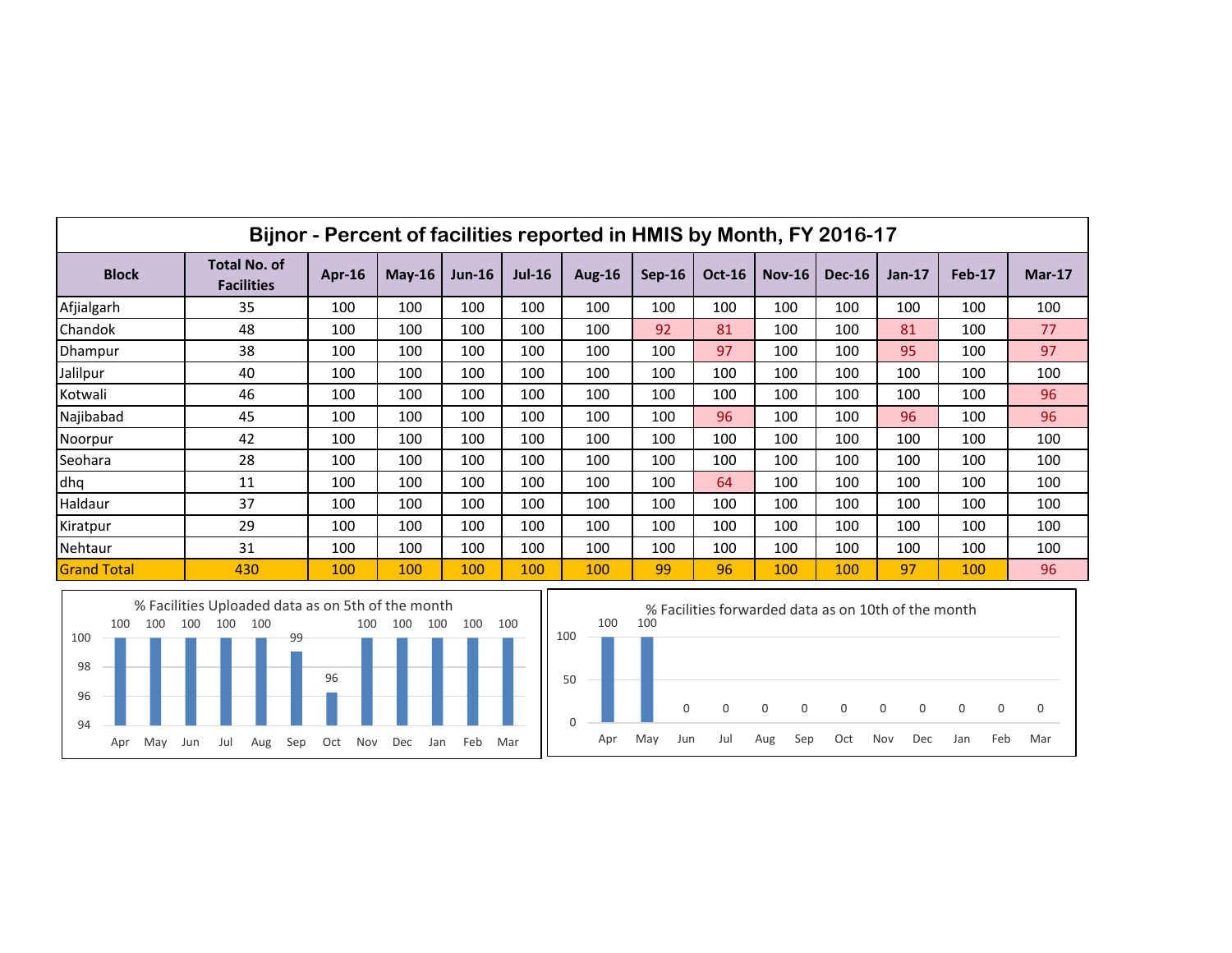## Bijnor - Percent of facilities reported in HMIS by Month, FY 2016-17

| Block | Total No. of Facilities | Apr-16 | May-16 | Jun-16 | Jul-16 | Aug-16 | Sep-16 | Oct-16 | Nov-16 | Dec-16 | Jan-17 | Feb-17 | Mar-17 |
|---|---|---|---|---|---|---|---|---|---|---|---|---|---|
| Afjialgarh | 35 | 100 | 100 | 100 | 100 | 100 | 100 | 100 | 100 | 100 | 100 | 100 | 100 |
| Chandok | 48 | 100 | 100 | 100 | 100 | 100 | 92 | 81 | 100 | 100 | 81 | 100 | 77 |
| Dhampur | 38 | 100 | 100 | 100 | 100 | 100 | 100 | 97 | 100 | 100 | 95 | 100 | 97 |
| Jalilpur | 40 | 100 | 100 | 100 | 100 | 100 | 100 | 100 | 100 | 100 | 100 | 100 | 100 |
| Kotwali | 46 | 100 | 100 | 100 | 100 | 100 | 100 | 100 | 100 | 100 | 100 | 100 | 96 |
| Najibabad | 45 | 100 | 100 | 100 | 100 | 100 | 100 | 96 | 100 | 100 | 96 | 100 | 96 |
| Noorpur | 42 | 100 | 100 | 100 | 100 | 100 | 100 | 100 | 100 | 100 | 100 | 100 | 100 |
| Seohara | 28 | 100 | 100 | 100 | 100 | 100 | 100 | 100 | 100 | 100 | 100 | 100 | 100 |
| dhq | 11 | 100 | 100 | 100 | 100 | 100 | 100 | 64 | 100 | 100 | 100 | 100 | 100 |
| Haldaur | 37 | 100 | 100 | 100 | 100 | 100 | 100 | 100 | 100 | 100 | 100 | 100 | 100 |
| Kiratpur | 29 | 100 | 100 | 100 | 100 | 100 | 100 | 100 | 100 | 100 | 100 | 100 | 100 |
| Nehtaur | 31 | 100 | 100 | 100 | 100 | 100 | 100 | 100 | 100 | 100 | 100 | 100 | 100 |
| Grand Total | 430 | 100 | 100 | 100 | 100 | 100 | 99 | 96 | 100 | 100 | 97 | 100 | 96 |

**% Facilities Uploaded data as on 5th of the month**

| Apr | May | Jun | Jul | Aug | Sep | Oct | Nov | Dec | Jan | Feb | Mar |
|---|---|---|---|---|---|---|---|---|---|---|---|
| 100 | 100 | 100 | 100 | 100 | 99 | 96 | 100 | 100 | 100 | 100 | 100 |

**% Facilities forwarded data as on 10th of the month**

| Apr | May | Jun | Jul | Aug | Sep | Oct | Nov | Dec | Jan | Feb | Mar |
|---|---|---|---|---|---|---|---|---|---|---|---|
| 100 | 100 | 0 | 0 | 0 | 0 | 0 | 0 | 0 | 0 | 0 | 0 |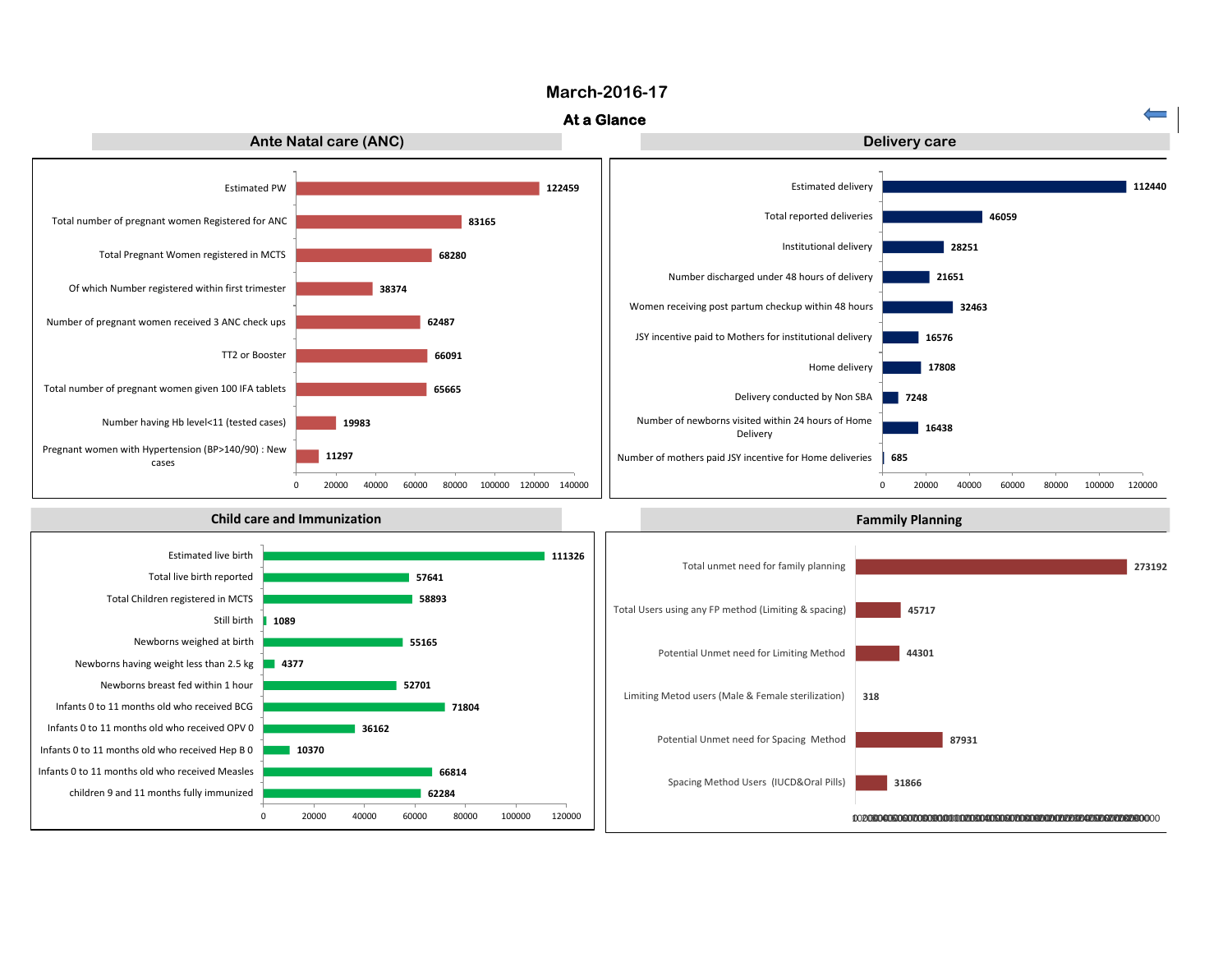# March-2016-17

## At a Glance

### Ante Natal care (ANC)

| Indicator | Value |
|---|---|
| Estimated PW | 122459 |
| Total number of pregnant women Registered for ANC | 83165 |
| Total Pregnant Women registered in MCTS | 68280 |
| Of which Number registered within first trimester | 38374 |
| Number of pregnant women received 3 ANC check ups | 62487 |
| TT2 or Booster | 66091 |
| Total number of pregnant women given 100 IFA tablets | 65665 |
| Number having Hb level<11 (tested cases) | 19983 |
| Pregnant women with Hypertension (BP>140/90) : New cases | 11297 |

### Delivery care

| Indicator | Value |
|---|---|
| Estimated delivery | 112440 |
| Total reported deliveries | 46059 |
| Institutional delivery | 28251 |
| Number discharged under 48 hours of delivery | 21651 |
| Women receiving post partum checkup within 48 hours | 32463 |
| JSY incentive paid to Mothers for institutional delivery | 16576 |
| Home delivery | 17808 |
| Delivery conducted by Non SBA | 7248 |
| Number of newborns visited within 24 hours of Home Delivery | 16438 |
| Number of mothers paid JSY incentive for Home deliveries | 685 |

### Child care and Immunization

| Indicator | Value |
|---|---|
| Estimated live birth | 111326 |
| Total live birth reported | 57641 |
| Total Children registered in MCTS | 58893 |
| Still birth | 1089 |
| Newborns weighed at birth | 55165 |
| Newborns having weight less than 2.5 kg | 4377 |
| Newborns breast fed within 1 hour | 52701 |
| Infants 0 to 11 months old who received BCG | 71804 |
| Infants 0 to 11 months old who received OPV 0 | 36162 |
| Infants 0 to 11 months old who received Hep B 0 | 10370 |
| Infants 0 to 11 months old who received Measles | 66814 |
| children 9 and 11 months fully immunized | 62284 |

### Fammily Planning

| Indicator | Value |
|---|---|
| Total unmet need for family planning | 273192 |
| Total Users using any FP method (Limiting & spacing) | 45717 |
| Potential Unmet need for Limiting Method | 44301 |
| Limiting Metod users (Male & Female sterilization) | 318 |
| Potential Unmet need for Spacing Method | 87931 |
| Spacing Method Users (IUCD&Oral Pills) | 31866 |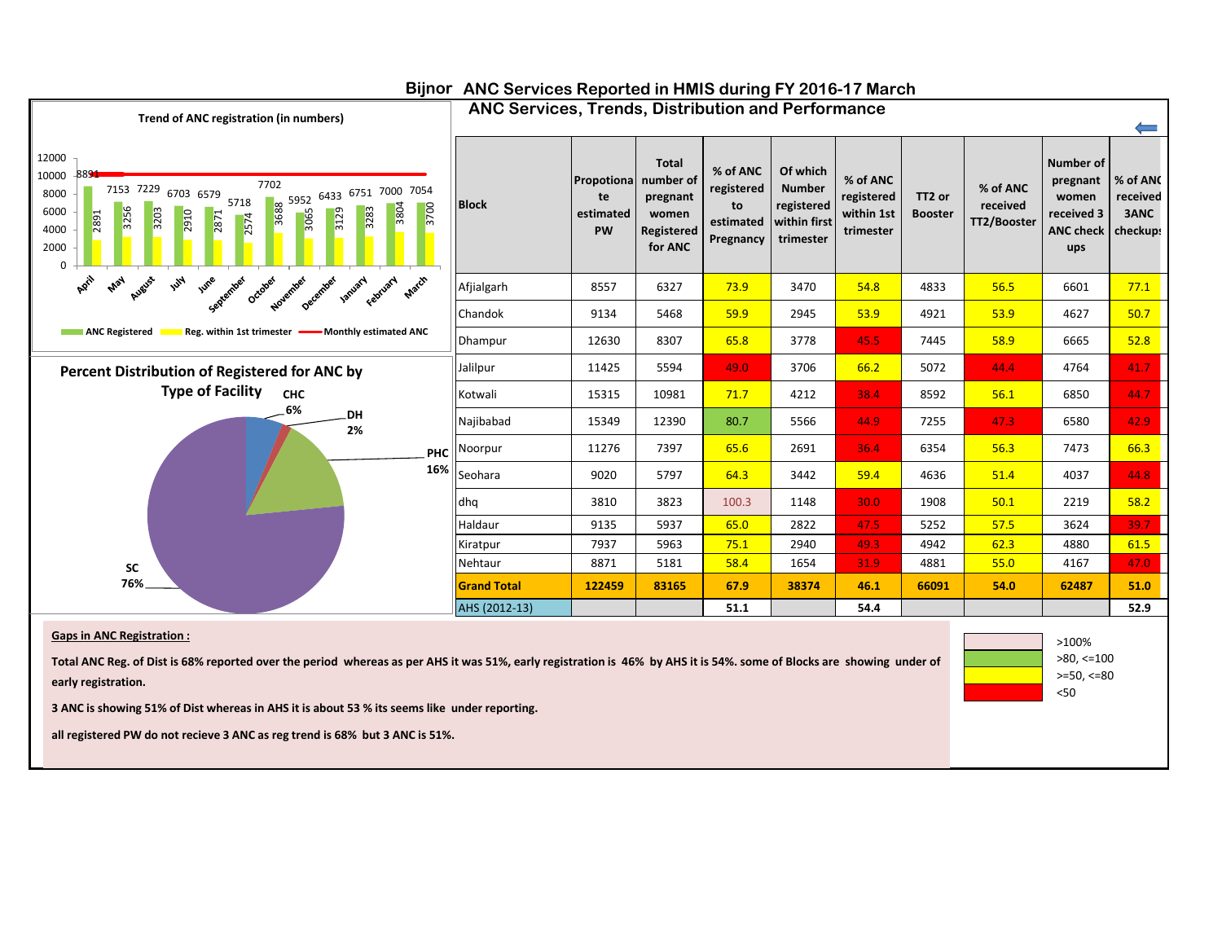# Bijnor ANC Services Reported in HMIS during FY 2016-17 March

## ANC Services, Trends, Distribution and Performance

**Trend of ANC registration (in numbers)**

| Month | ANC Registered | Reg. within 1st trimester |
|---|---|---|
| April | 8891 | 2891 |
| May | 7153 | 3256 |
| August | 7229 | 3203 |
| July | 6703 | 2910 |
| June | 6579 | 2871 |
| September | 5718 | 2574 |
| October | 7702 | 3688 |
| November | 5952 | 3065 |
| December | 6433 | 3129 |
| January | 6751 | 3283 |
| February | 7000 | 3804 |
| March | 7054 | 3700 |

ANC Registered · Reg. within 1st trimester · Monthly estimated ANC

**Percent Distribution of Registered for ANC by Type of Facility**

CHC 6%, DH 2%, PHC 16%, SC 76%

| Block | Propotionate estimated PW | Total number of pregnant women Registered for ANC | % of ANC registered to estimated Pregnancy | Of which Number registered within first trimester | % of ANC registered within 1st trimester | TT2 or Booster | % of ANC received TT2/Booster | Number of pregnant women received 3 ANC check ups | % of ANC received 3ANC checkups |
|---|---|---|---|---|---|---|---|---|---|
| Afjialgarh | 8557 | 6327 | 73.9 | 3470 | 54.8 | 4833 | 56.5 | 6601 | 77.1 |
| Chandok | 9134 | 5468 | 59.9 | 2945 | 53.9 | 4921 | 53.9 | 4627 | 50.7 |
| Dhampur | 12630 | 8307 | 65.8 | 3778 | 45.5 | 7445 | 58.9 | 6665 | 52.8 |
| Jalilpur | 11425 | 5594 | 49.0 | 3706 | 66.2 | 5072 | 44.4 | 4764 | 41.7 |
| Kotwali | 15315 | 10981 | 71.7 | 4212 | 38.4 | 8592 | 56.1 | 6850 | 44.7 |
| Najibabad | 15349 | 12390 | 80.7 | 5566 | 44.9 | 7255 | 47.3 | 6580 | 42.9 |
| Noorpur | 11276 | 7397 | 65.6 | 2691 | 36.4 | 6354 | 56.3 | 7473 | 66.3 |
| Seohara | 9020 | 5797 | 64.3 | 3442 | 59.4 | 4636 | 51.4 | 4037 | 44.8 |
| dhq | 3810 | 3823 | 100.3 | 1148 | 30.0 | 1908 | 50.1 | 2219 | 58.2 |
| Haldaur | 9135 | 5937 | 65.0 | 2822 | 47.5 | 5252 | 57.5 | 3624 | 39.7 |
| Kiratpur | 7937 | 5963 | 75.1 | 2940 | 49.3 | 4942 | 62.3 | 4880 | 61.5 |
| Nehtaur | 8871 | 5181 | 58.4 | 1654 | 31.9 | 4881 | 55.0 | 4167 | 47.0 |
| **Grand Total** | **122459** | **83165** | **67.9** | **38374** | **46.1** | **66091** | **54.0** | **62487** | **51.0** |
| AHS (2012-13) | | | 51.1 | | 54.4 | | | | 52.9 |

Legend: >100% · >80, <=100 · >=50, <=80 · <50

**Gaps in ANC Registration :**

**Total ANC Reg. of Dist is 68% reported over the period whereas as per AHS it was 51%, early registration is 46% by AHS it is 54%. some of Blocks are showing under of early registration.**

**3 ANC is showing 51% of Dist whereas in AHS it is about 53 % its seems like under reporting.**

**all registered PW do not recieve 3 ANC as reg trend is 68% but 3 ANC is 51%.**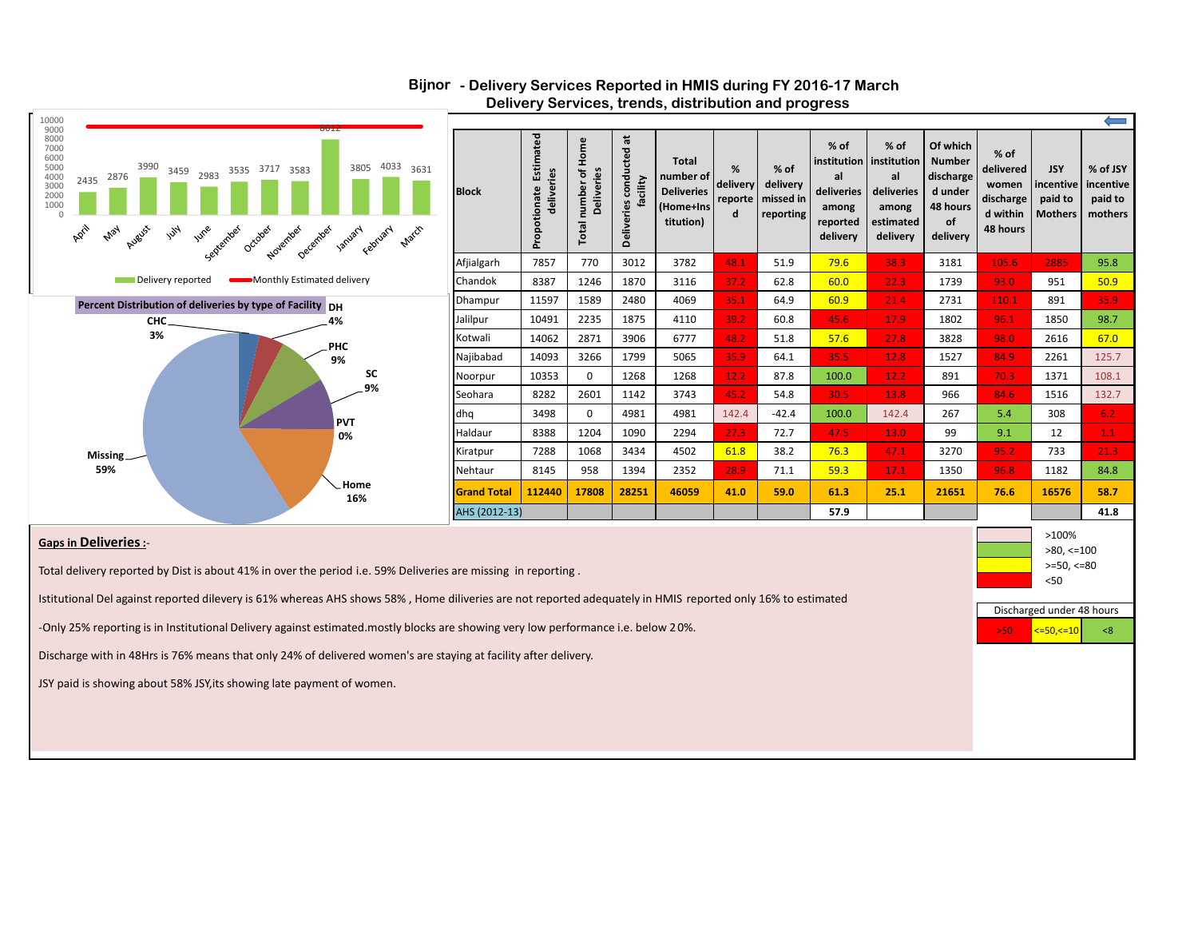# Bijnor - Delivery Services Reported in HMIS during FY 2016-17 March

## Delivery Services, trends, distribution and progress

| Block | Propotionate Estimated deliveries | Total number of Home Deliveries | Deliveries conducted at facility | Total number of Deliveries (Home+Institution) | % delivery reported | % of delivery missed in reporting | % of institutional deliveries among reported delivery | % of institutional deliveries among estimated delivery | Of which Number discharged under 48 hours of delivery | % of delivered women discharged within 48 hours | JSY incentive paid to Mothers | % of JSY incentive paid to mothers |
|---|---|---|---|---|---|---|---|---|---|---|---|---|
| Afjialgarh | 7857 | 770 | 3012 | 3782 | 48.1 | 51.9 | 79.6 | 38.3 | 3181 | 105.6 | 2885 | 95.8 |
| Chandok | 8387 | 1246 | 1870 | 3116 | 37.2 | 62.8 | 60.0 | 22.3 | 1739 | 93.0 | 951 | 50.9 |
| Dhampur | 11597 | 1589 | 2480 | 4069 | 35.1 | 64.9 | 60.9 | 21.4 | 2731 | 110.1 | 891 | 35.9 |
| Jalilpur | 10491 | 2235 | 1875 | 4110 | 39.2 | 60.8 | 45.6 | 17.9 | 1802 | 96.1 | 1850 | 98.7 |
| Kotwali | 14062 | 2871 | 3906 | 6777 | 48.2 | 51.8 | 57.6 | 27.8 | 3828 | 98.0 | 2616 | 67.0 |
| Najibabad | 14093 | 3266 | 1799 | 5065 | 35.9 | 64.1 | 35.5 | 12.8 | 1527 | 84.9 | 2261 | 125.7 |
| Noorpur | 10353 | 0 | 1268 | 1268 | 12.2 | 87.8 | 100.0 | 12.2 | 891 | 70.3 | 1371 | 108.1 |
| Seohara | 8282 | 2601 | 1142 | 3743 | 45.2 | 54.8 | 30.5 | 13.8 | 966 | 84.6 | 1516 | 132.7 |
| dhq | 3498 | 0 | 4981 | 4981 | 142.4 | -42.4 | 100.0 | 142.4 | 267 | 5.4 | 308 | 6.2 |
| Haldaur | 8388 | 1204 | 1090 | 2294 | 27.3 | 72.7 | 47.5 | 13.0 | 99 | 9.1 | 12 | 1.1 |
| Kiratpur | 7288 | 1068 | 3434 | 4502 | 61.8 | 38.2 | 76.3 | 47.1 | 3270 | 95.2 | 733 | 21.3 |
| Nehtaur | 8145 | 958 | 1394 | 2352 | 28.9 | 71.1 | 59.3 | 17.1 | 1350 | 96.8 | 1182 | 84.8 |
| **Grand Total** | **112440** | **17808** | **28251** | **46059** | **41.0** | **59.0** | **61.3** | **25.1** | **21651** | **76.6** | **16576** | **58.7** |
| AHS (2012-13) | | | | | | | 57.9 | | | | | 41.8 |

Legend: >100%; >80, <=100; >=50, <=80; <50

Discharged under 48 hours: >50; <=50,<=10; <8

Monthly deliveries (Delivery reported / Monthly Estimated delivery): April 2435, May 2876, August 3990, July 3459, June 2983, September 3535, October 3717, November 3583, December 8012, January 3805, February 4033, March 3631

**Percent Distribution of deliveries by type of Facility:** DH 4%, CHC 3%, PHC 9%, SC 9%, PVT 0%, Home 16%, Missing 59%

**Gaps in Deliveries :-**

Total delivery reported by Dist is about 41% in over the period i.e. 59% Deliveries are missing in reporting .

Istitutional Del against reported dilevery is 61% whereas AHS shows 58% , Home diliveries are not reported adequately in HMIS reported only 16% to estimated

-Only 25% reporting is in Institutional Delivery against estimated.mostly blocks are showing very low performance i.e. below 20%.

Discharge with in 48Hrs is 76% means that only 24% of delivered women's are staying at facility after delivery.

JSY paid is showing about 58% JSY,its showing late payment of women.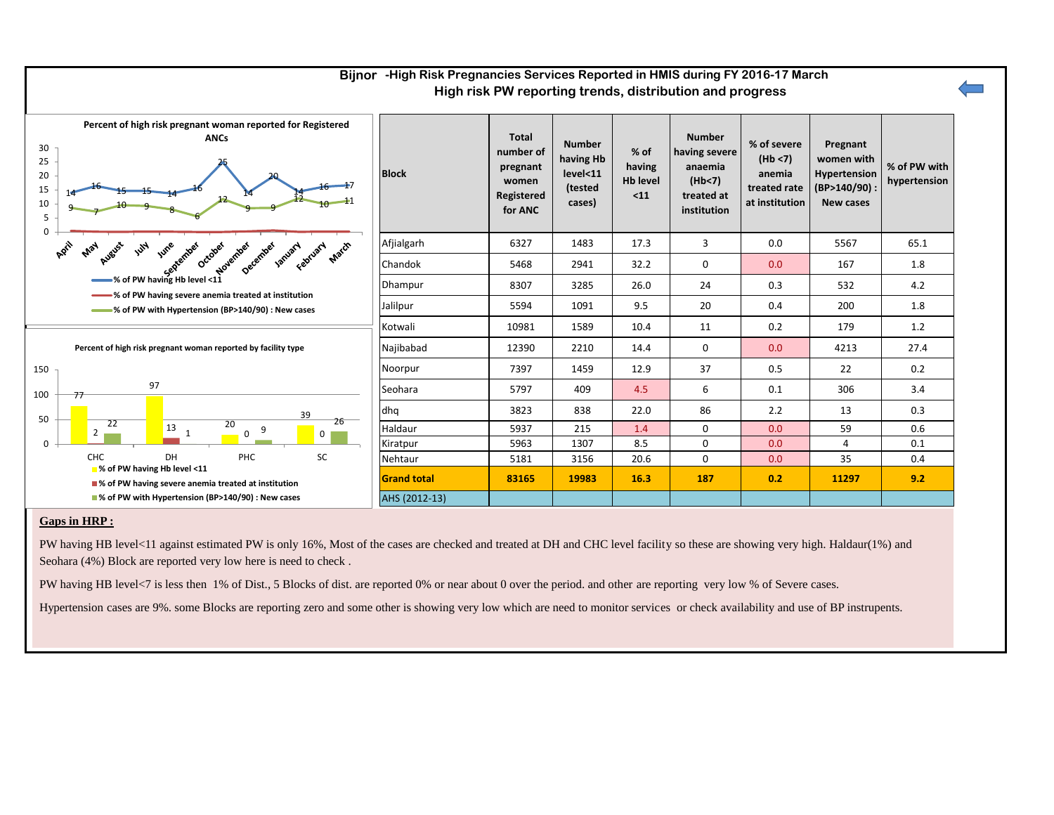# Bijnor -High Risk Pregnancies Services Reported in HMIS during FY 2016-17 March

## High risk PW reporting trends, distribution and progress

**Percent of high risk pregnant woman reported for Registered ANCs**

| Month | % of PW having Hb level <11 | % of PW having severe anemia treated at institution | % of PW with Hypertension (BP>140/90) : New cases |
|---|---|---|---|
| April | 14 | | 9 |
| May | 16 | | 7 |
| August | 15 | | 10 |
| July | 15 | | 9 |
| June | 14 | | 8 |
| September | 16 | | 6 |
| October | 25 | | 12 |
| November | 14 | | 9 |
| December | 20 | | 9 |
| January | 14 | | 12 |
| February | 16 | | 10 |
| March | 17 | | 11 |

**Percent of high risk pregnant woman reported by facility type**

| Facility | % of PW having Hb level <11 | % of PW having severe anemia treated at institution | % of PW with Hypertension (BP>140/90) : New cases |
|---|---|---|---|
| CHC | 77 | 2 | 22 |
| DH | 97 | 13 | 1 |
| PHC | 20 | 0 | 9 |
| SC | 39 | 0 | 26 |

| Block | Total number of pregnant women Registered for ANC | Number having Hb level<11 (tested cases) | % of having Hb level <11 | Number having severe anaemia (Hb<7) treated at institution | % of severe (Hb <7) anemia treated rate at institution | Pregnant women with Hypertension (BP>140/90) : New cases | % of PW with hypertension |
|---|---|---|---|---|---|---|---|
| Afjialgarh | 6327 | 1483 | 17.3 | 3 | 0.0 | 5567 | 65.1 |
| Chandok | 5468 | 2941 | 32.2 | 0 | 0.0 | 167 | 1.8 |
| Dhampur | 8307 | 3285 | 26.0 | 24 | 0.3 | 532 | 4.2 |
| Jalilpur | 5594 | 1091 | 9.5 | 20 | 0.4 | 200 | 1.8 |
| Kotwali | 10981 | 1589 | 10.4 | 11 | 0.2 | 179 | 1.2 |
| Najibabad | 12390 | 2210 | 14.4 | 0 | 0.0 | 4213 | 27.4 |
| Noorpur | 7397 | 1459 | 12.9 | 37 | 0.5 | 22 | 0.2 |
| Seohara | 5797 | 409 | 4.5 | 6 | 0.1 | 306 | 3.4 |
| dhq | 3823 | 838 | 22.0 | 86 | 2.2 | 13 | 0.3 |
| Haldaur | 5937 | 215 | 1.4 | 0 | 0.0 | 59 | 0.6 |
| Kiratpur | 5963 | 1307 | 8.5 | 0 | 0.0 | 4 | 0.1 |
| Nehtaur | 5181 | 3156 | 20.6 | 0 | 0.0 | 35 | 0.4 |
| **Grand total** | **83165** | **19983** | **16.3** | **187** | **0.2** | **11297** | **9.2** |
| AHS (2012-13) | | | | | | | |

**Gaps in HRP :**

PW having HB level<11 against estimated PW is only 16%, Most of the cases are checked and treated at DH and CHC level facility so these are showing very high. Haldaur(1%) and Seohara (4%) Block are reported very low here is need to check .

PW having HB level<7 is less then 1% of Dist., 5 Blocks of dist. are reported 0% or near about 0 over the period. and other are reporting very low % of Severe cases.

Hypertension cases are 9%. some Blocks are reporting zero and some other is showing very low which are need to monitor services or check availability and use of BP instrupents.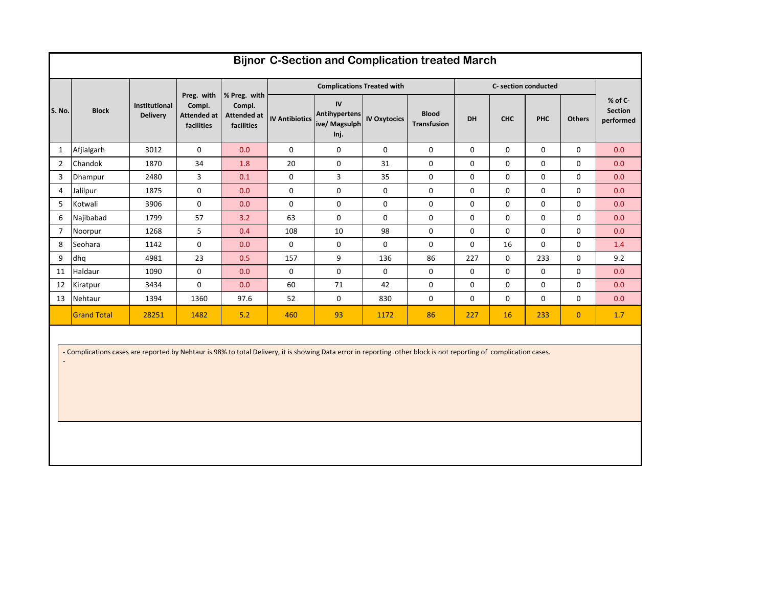# Bijnor C-Section and Complication treated March

| S. No. | Block | Institutional Delivery | Preg. with Compl. Attended at facilities | % Preg. with Compl. Attended at facilities | Complications Treated with | | | | C- section conducted | | | | % of C-Section performed |
|---|---|---|---|---|---|---|---|---|---|---|---|---|---|
| | | | | | IV Antibiotics | IV Antihypertensive/ Magsulph Inj. | IV Oxytocics | Blood Transfusion | DH | CHC | PHC | Others | |
| 1 | Afjialgarh | 3012 | 0 | 0.0 | 0 | 0 | 0 | 0 | 0 | 0 | 0 | 0 | 0.0 |
| 2 | Chandok | 1870 | 34 | 1.8 | 20 | 0 | 31 | 0 | 0 | 0 | 0 | 0 | 0.0 |
| 3 | Dhampur | 2480 | 3 | 0.1 | 0 | 3 | 35 | 0 | 0 | 0 | 0 | 0 | 0.0 |
| 4 | Jalilpur | 1875 | 0 | 0.0 | 0 | 0 | 0 | 0 | 0 | 0 | 0 | 0 | 0.0 |
| 5 | Kotwali | 3906 | 0 | 0.0 | 0 | 0 | 0 | 0 | 0 | 0 | 0 | 0 | 0.0 |
| 6 | Najibabad | 1799 | 57 | 3.2 | 63 | 0 | 0 | 0 | 0 | 0 | 0 | 0 | 0.0 |
| 7 | Noorpur | 1268 | 5 | 0.4 | 108 | 10 | 98 | 0 | 0 | 0 | 0 | 0 | 0.0 |
| 8 | Seohara | 1142 | 0 | 0.0 | 0 | 0 | 0 | 0 | 0 | 16 | 0 | 0 | 1.4 |
| 9 | dhq | 4981 | 23 | 0.5 | 157 | 9 | 136 | 86 | 227 | 0 | 233 | 0 | 9.2 |
| 11 | Haldaur | 1090 | 0 | 0.0 | 0 | 0 | 0 | 0 | 0 | 0 | 0 | 0 | 0.0 |
| 12 | Kiratpur | 3434 | 0 | 0.0 | 60 | 71 | 42 | 0 | 0 | 0 | 0 | 0 | 0.0 |
| 13 | Nehtaur | 1394 | 1360 | 97.6 | 52 | 0 | 830 | 0 | 0 | 0 | 0 | 0 | 0.0 |
| | Grand Total | 28251 | 1482 | 5.2 | 460 | 93 | 1172 | 86 | 227 | 16 | 233 | 0 | 1.7 |

- Complications cases are reported by Nehtaur is 98% to total Delivery, it is showing Data error in reporting .other block is not reporting of complication cases.
-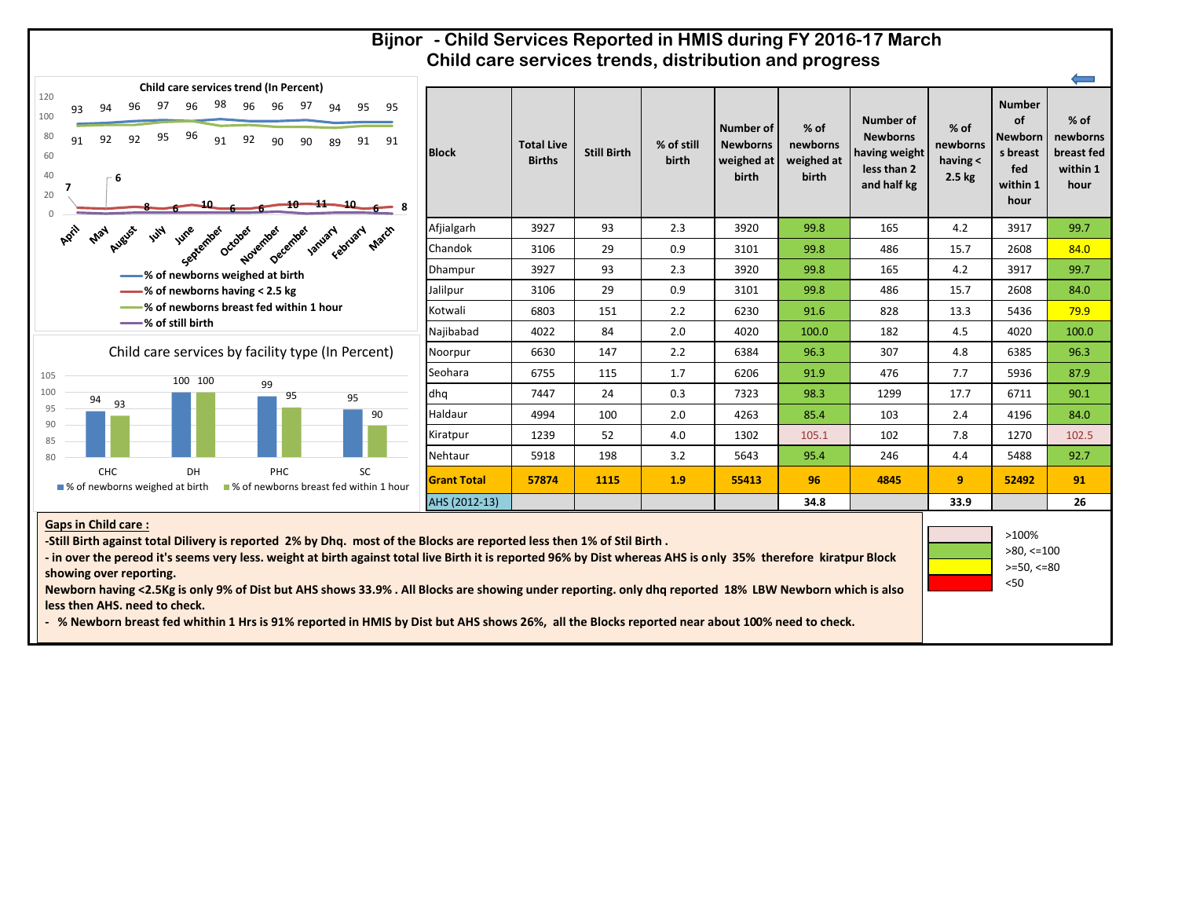# Bijnor - Child Services Reported in HMIS during FY 2016-17 March

## Child care services trends, distribution and progress

**Child care services trend (In Percent)**

| Month | April | May | August | July | June | September | October | November | December | January | February | March |
|---|---|---|---|---|---|---|---|---|---|---|---|---|
| % of newborns weighed at birth | 93 | 94 | 96 | 97 | 96 | 98 | 96 | 96 | 97 | 94 | 95 | 95 |
| % of newborns breast fed within 1 hour | 91 | 92 | 92 | 95 | 96 | 91 | 92 | 90 | 90 | 89 | 91 | 91 |
| % of newborns having < 2.5 kg | 7 | 6 | 8 | 6 | 10 | 6 | 6 | 10 | 11 | 10 | 6 | 8 |

**Child care services by facility type (In Percent)**

| Facility | % of newborns weighed at birth | % of newborns breast fed within 1 hour |
|---|---|---|
| CHC | 94 | 93 |
| DH | 100 | 100 |
| PHC | 99 | 95 |
| SC | 95 | 90 |

| Block | Total Live Births | Still Birth | % of still birth | Number of Newborns weighed at birth | % of newborns weighed at birth | Number of Newborns having weight less than 2 and half kg | % of newborns having < 2.5 kg | Number of Newborns breast fed within 1 hour | % of newborns breast fed within 1 hour |
|---|---|---|---|---|---|---|---|---|---|
| Afjialgarh | 3927 | 93 | 2.3 | 3920 | 99.8 | 165 | 4.2 | 3917 | 99.7 |
| Chandok | 3106 | 29 | 0.9 | 3101 | 99.8 | 486 | 15.7 | 2608 | 84.0 |
| Dhampur | 3927 | 93 | 2.3 | 3920 | 99.8 | 165 | 4.2 | 3917 | 99.7 |
| Jalilpur | 3106 | 29 | 0.9 | 3101 | 99.8 | 486 | 15.7 | 2608 | 84.0 |
| Kotwali | 6803 | 151 | 2.2 | 6230 | 91.6 | 828 | 13.3 | 5436 | 79.9 |
| Najibabad | 4022 | 84 | 2.0 | 4020 | 100.0 | 182 | 4.5 | 4020 | 100.0 |
| Noorpur | 6630 | 147 | 2.2 | 6384 | 96.3 | 307 | 4.8 | 6385 | 96.3 |
| Seohara | 6755 | 115 | 1.7 | 6206 | 91.9 | 476 | 7.7 | 5936 | 87.9 |
| dhq | 7447 | 24 | 0.3 | 7323 | 98.3 | 1299 | 17.7 | 6711 | 90.1 |
| Haldaur | 4994 | 100 | 2.0 | 4263 | 85.4 | 103 | 2.4 | 4196 | 84.0 |
| Kiratpur | 1239 | 52 | 4.0 | 1302 | 105.1 | 102 | 7.8 | 1270 | 102.5 |
| Nehtaur | 5918 | 198 | 3.2 | 5643 | 95.4 | 246 | 4.4 | 5488 | 92.7 |
| **Grant Total** | **57874** | **1115** | **1.9** | **55413** | **96** | **4845** | **9** | **52492** | **91** |
| AHS (2012-13) | | | | | 34.8 | | 33.9 | | 26 |

Legend: >100% ; >80, <=100 ; >=50, <=80 ; <50

**Gaps in Child care :**

**-Still Birth against total Dilivery is reported 2% by Dhq. most of the Blocks are reported less then 1% of Stil Birth .**

**- in over the pereod it's seems very less. weight at birth against total live Birth it is reported 96% by Dist whereas AHS is only 35% therefore kiratpur Block showing over reporting.**

**Newborn having <2.5Kg is only 9% of Dist but AHS shows 33.9% . All Blocks are showing under reporting. only dhq reported 18% LBW Newborn which is also less then AHS. need to check.**

**- % Newborn breast fed whithin 1 Hrs is 91% reported in HMIS by Dist but AHS shows 26%, all the Blocks reported near about 100% need to check.**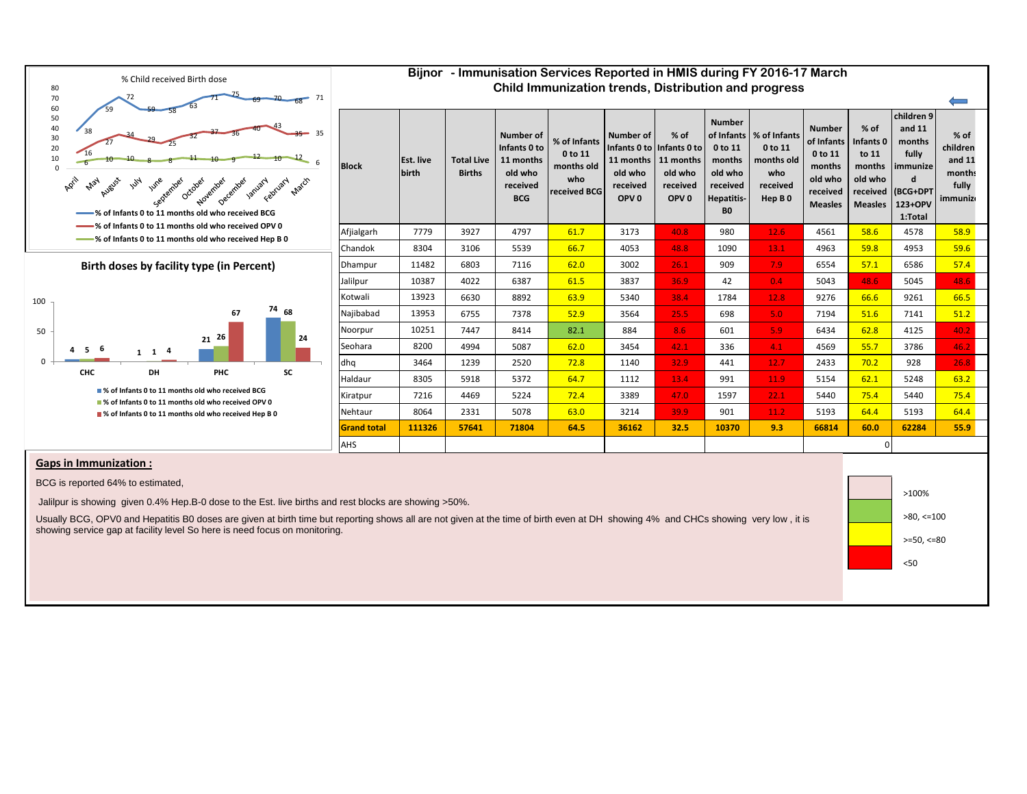## Bijnor - Immunisation Services Reported in HMIS during FY 2016-17 March

### Child Immunization trends, Distribution and progress

% Child received Birth dose

| Month | % of Infants 0 to 11 months old who received BCG | % of Infants 0 to 11 months old who received OPV 0 | % of Infants 0 to 11 months old who received Hep B 0 |
|---|---|---|---|
| April | 38 | 16 | 6 |
| May | 59 | 27 | 10 |
| August | 72 | 34 | 10 |
| July | 59 | 29 | 8 |
| June | 58 | 25 | 8 |
| September | 63 | 32 | 11 |
| October | 71 | 37 | 10 |
| November | 75 | 36 | 9 |
| December | 69 | 40 | 12 |
| January | 70 | 43 | 10 |
| February | 68 | 35 | 12 |
| March | 71 | 35 | 6 |

Birth doses by facility type (in Percent)

| Facility | % of Infants 0 to 11 months old who received BCG | % of Infants 0 to 11 months old who received OPV 0 | % of Infants 0 to 11 months old who received Hep B 0 |
|---|---|---|---|
| CHC | 4 | 5 | 6 |
| DH | 1 | 1 | 4 |
| PHC | 21 | 26 | 67 |
| SC | 74 | 68 | 24 |

| Block | Est. live birth | Total Live Births | Number of Infants 0 to 11 months old who received BCG | % of Infants 0 to 11 months old who received BCG | Number of Infants 0 to 11 months old who received OPV 0 | % of Infants 0 to 11 months old who received OPV 0 | Number of Infants 0 to 11 months old who received Hepatitis-B0 | % of Infants 0 to 11 months old who received Hep B 0 | Number of Infants 0 to 11 months old who received Measles | % of Infants 0 to 11 months old who received Measles | children 9 and 11 months fully immunized (BCG+DPT 123+OPV 1:Total | % of children and 11 months fully immunized |
|---|---|---|---|---|---|---|---|---|---|---|---|---|
| Afjialgarh | 7779 | 3927 | 4797 | 61.7 | 3173 | 40.8 | 980 | 12.6 | 4561 | 58.6 | 4578 | 58.9 |
| Chandok | 8304 | 3106 | 5539 | 66.7 | 4053 | 48.8 | 1090 | 13.1 | 4963 | 59.8 | 4953 | 59.6 |
| Dhampur | 11482 | 6803 | 7116 | 62.0 | 3002 | 26.1 | 909 | 7.9 | 6554 | 57.1 | 6586 | 57.4 |
| Jalilpur | 10387 | 4022 | 6387 | 61.5 | 3837 | 36.9 | 42 | 0.4 | 5043 | 48.6 | 5045 | 48.6 |
| Kotwali | 13923 | 6630 | 8892 | 63.9 | 5340 | 38.4 | 1784 | 12.8 | 9276 | 66.6 | 9261 | 66.5 |
| Najibabad | 13953 | 6755 | 7378 | 52.9 | 3564 | 25.5 | 698 | 5.0 | 7194 | 51.6 | 7141 | 51.2 |
| Noorpur | 10251 | 7447 | 8414 | 82.1 | 884 | 8.6 | 601 | 5.9 | 6434 | 62.8 | 4125 | 40.2 |
| Seohara | 8200 | 4994 | 5087 | 62.0 | 3454 | 42.1 | 336 | 4.1 | 4569 | 55.7 | 3786 | 46.2 |
| dhq | 3464 | 1239 | 2520 | 72.8 | 1140 | 32.9 | 441 | 12.7 | 2433 | 70.2 | 928 | 26.8 |
| Haldaur | 8305 | 5918 | 5372 | 64.7 | 1112 | 13.4 | 991 | 11.9 | 5154 | 62.1 | 5248 | 63.2 |
| Kiratpur | 7216 | 4469 | 5224 | 72.4 | 3389 | 47.0 | 1597 | 22.1 | 5440 | 75.4 | 5440 | 75.4 |
| Nehtaur | 8064 | 2331 | 5078 | 63.0 | 3214 | 39.9 | 901 | 11.2 | 5193 | 64.4 | 5193 | 64.4 |
| **Grand total** | **111326** | **57641** | **71804** | **64.5** | **36162** | **32.5** | **10370** | **9.3** | **66814** | **60.0** | **62284** | **55.9** |
| AHS | | | | | | | | | | 0 | | |

| Legend | |
|---|---|
| | >100% |
| | >80, <=100 |
| | >=50, <=80 |
| | <50 |

**Gaps in Immunization :**

BCG is reported 64% to estimated,

Jalilpur is showing given 0.4% Hep.B-0 dose to the Est. live births and rest blocks are showing >50%.

Usually BCG, OPV0 and Hepatitis B0 doses are given at birth time but reporting shows all are not given at the time of birth even at DH showing 4% and CHCs showing very low , it is showing service gap at facility level So here is need focus on monitoring.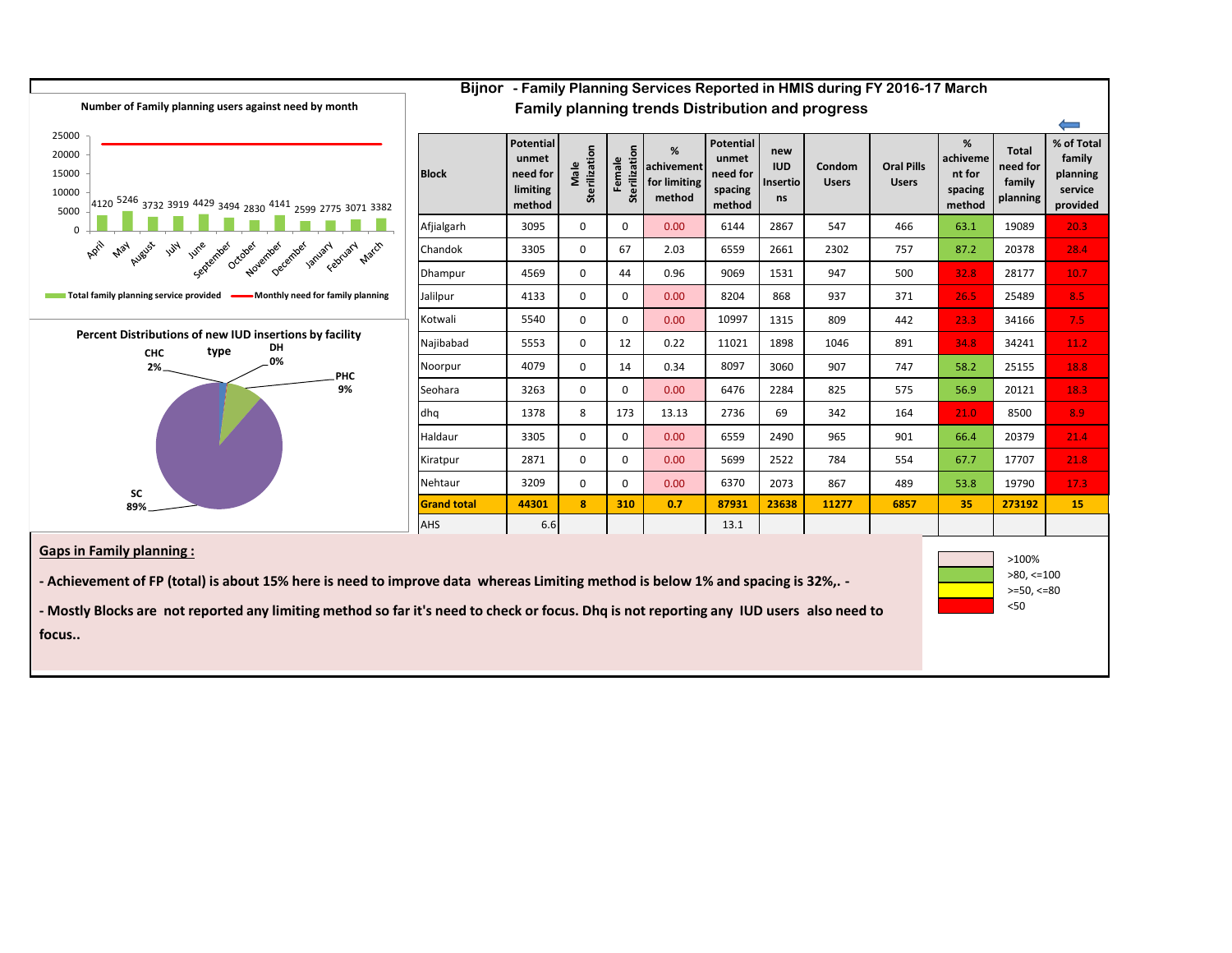# Bijnor - Family Planning Services Reported in HMIS during FY 2016-17 March

## Family planning trends Distribution and progress

**Number of Family planning users against need by month**

| Month | Total family planning service provided |
|---|---|
| April | 4120 |
| May | 5246 |
| August | 3732 |
| July | 3919 |
| June | 4429 |
| September | 3494 |
| October | 2830 |
| November | 4141 |
| December | 2599 |
| January | 2775 |
| February | 3071 |
| March | 3382 |

Total family planning service provided — Monthly need for family planning

**Percent Distributions of new IUD insertions by facility type**

CHC 2%, DH 0%, PHC 9%, SC 89%

| Block | Potential unmet need for limiting method | Male Sterilization | Female Sterilization | % achivement for limiting method | Potential unmet need for spacing method | new IUD Insertions | Condom Users | Oral Pills Users | % achievement for spacing method | Total need for family planning | % of Total family planning service provided |
|---|---|---|---|---|---|---|---|---|---|---|---|
| Afjialgarh | 3095 | 0 | 0 | 0.00 | 6144 | 2867 | 547 | 466 | 63.1 | 19089 | 20.3 |
| Chandok | 3305 | 0 | 67 | 2.03 | 6559 | 2661 | 2302 | 757 | 87.2 | 20378 | 28.4 |
| Dhampur | 4569 | 0 | 44 | 0.96 | 9069 | 1531 | 947 | 500 | 32.8 | 28177 | 10.7 |
| Jalilpur | 4133 | 0 | 0 | 0.00 | 8204 | 868 | 937 | 371 | 26.5 | 25489 | 8.5 |
| Kotwali | 5540 | 0 | 0 | 0.00 | 10997 | 1315 | 809 | 442 | 23.3 | 34166 | 7.5 |
| Najibabad | 5553 | 0 | 12 | 0.22 | 11021 | 1898 | 1046 | 891 | 34.8 | 34241 | 11.2 |
| Noorpur | 4079 | 0 | 14 | 0.34 | 8097 | 3060 | 907 | 747 | 58.2 | 25155 | 18.8 |
| Seohara | 3263 | 0 | 0 | 0.00 | 6476 | 2284 | 825 | 575 | 56.9 | 20121 | 18.3 |
| dhq | 1378 | 8 | 173 | 13.13 | 2736 | 69 | 342 | 164 | 21.0 | 8500 | 8.9 |
| Haldaur | 3305 | 0 | 0 | 0.00 | 6559 | 2490 | 965 | 901 | 66.4 | 20379 | 21.4 |
| Kiratpur | 2871 | 0 | 0 | 0.00 | 5699 | 2522 | 784 | 554 | 67.7 | 17707 | 21.8 |
| Nehtaur | 3209 | 0 | 0 | 0.00 | 6370 | 2073 | 867 | 489 | 53.8 | 19790 | 17.3 |
| **Grand total** | **44301** | **8** | **310** | **0.7** | **87931** | **23638** | **11277** | **6857** | **35** | **273192** | **15** |
| AHS | 6.6 | | | | 13.1 | | | | | | |

Legend:
- >100%
- >80, <=100
- >=50, <=80
- <50

**Gaps in Family planning :**

**- Achievement of FP (total) is about 15% here is need to improve data whereas Limiting method is below 1% and spacing is 32%,. -**

**- Mostly Blocks are not reported any limiting method so far it's need to check or focus. Dhq is not reporting any IUD users also need to focus..**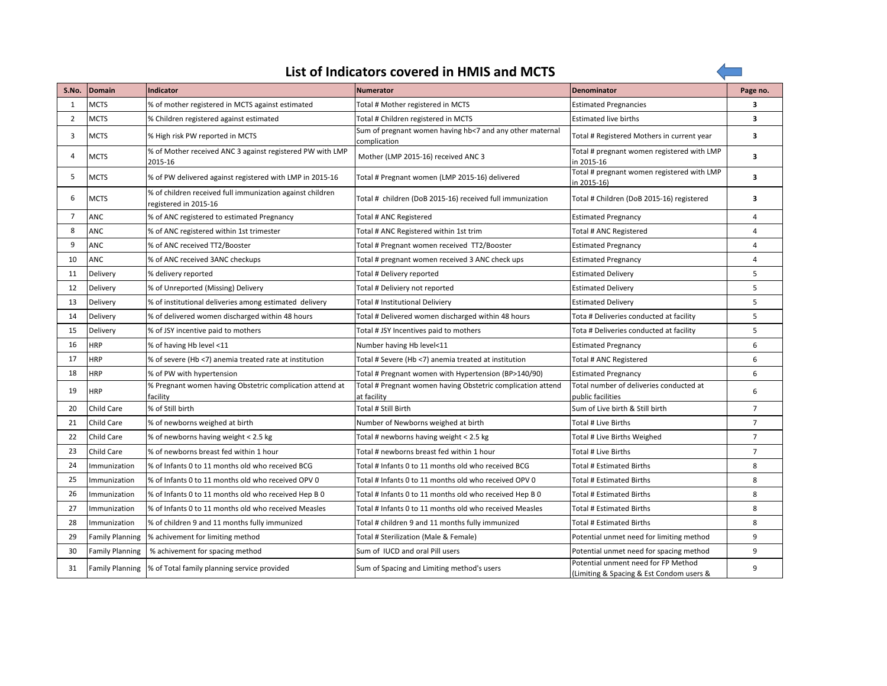# List of Indicators covered in HMIS and MCTS

| S.No. | Domain | Indicator | Numerator | Denominator | Page no. |
|---|---|---|---|---|---|
| 1 | MCTS | % of mother registered in MCTS against estimated | Total # Mother registered in MCTS | Estimated Pregnancies | **3** |
| 2 | MCTS | % Children registered against estimated | Total # Children registered in MCTS | Estimated live births | **3** |
| 3 | MCTS | % High risk PW reported in MCTS | Sum of pregnant women having hb<7 and any other maternal complication | Total # Registered Mothers in current year | **3** |
| 4 | MCTS | % of Mother received ANC 3 against registered PW with LMP 2015-16 | Mother (LMP 2015-16) received ANC 3 | Total # pregnant women registered with LMP in 2015-16 | **3** |
| 5 | MCTS | % of PW delivered against registered with LMP in 2015-16 | Total # Pregnant women (LMP 2015-16) delivered | Total # pregnant women registered with LMP in 2015-16) | **3** |
| 6 | MCTS | % of children received full immunization against children registered in 2015-16 | Total # children (DoB 2015-16) received full immunization | Total # Children (DoB 2015-16) registered | **3** |
| 7 | ANC | % of ANC registered to estimated Pregnancy | Total # ANC Registered | Estimated Pregnancy | 4 |
| 8 | ANC | % of ANC registered within 1st trimester | Total # ANC Registered within 1st trim | Total # ANC Registered | 4 |
| 9 | ANC | % of ANC received TT2/Booster | Total # Pregnant women received TT2/Booster | Estimated Pregnancy | 4 |
| 10 | ANC | % of ANC received 3ANC checkups | Total # pregnant women received 3 ANC check ups | Estimated Pregnancy | 4 |
| 11 | Delivery | % delivery reported | Total # Delivery reported | Estimated Delivery | 5 |
| 12 | Delivery | % of Unreported (Missing) Delivery | Total # Deliviery not reported | Estimated Delivery | 5 |
| 13 | Delivery | % of institutional deliveries among estimated delivery | Total # Institutional Deliviery | Estimated Delivery | 5 |
| 14 | Delivery | % of delivered women discharged within 48 hours | Total # Delivered women discharged within 48 hours | Tota # Deliveries conducted at facility | 5 |
| 15 | Delivery | % of JSY incentive paid to mothers | Total # JSY Incentives paid to mothers | Tota # Deliveries conducted at facility | 5 |
| 16 | HRP | % of having Hb level <11 | Number having Hb level<11 | Estimated Pregnancy | 6 |
| 17 | HRP | % of severe (Hb <7) anemia treated rate at institution | Total # Severe (Hb <7) anemia treated at institution | Total # ANC Registered | 6 |
| 18 | HRP | % of PW with hypertension | Total # Pregnant women with Hypertension (BP>140/90) | Estimated Pregnancy | 6 |
| 19 | HRP | % Pregnant women having Obstetric complication attend at facility | Total # Pregnant women having Obstetric complication attend at facility | Total number of deliveries conducted at public facilities | 6 |
| 20 | Child Care | % of Still birth | Total # Still Birth | Sum of Live birth & Still birth | 7 |
| 21 | Child Care | % of newborns weighed at birth | Number of Newborns weighed at birth | Total # Live Births | 7 |
| 22 | Child Care | % of newborns having weight < 2.5 kg | Total # newborns having weight < 2.5 kg | Total # Live Births Weighed | 7 |
| 23 | Child Care | % of newborns breast fed within 1 hour | Total # newborns breast fed within 1 hour | Total # Live Births | 7 |
| 24 | Immunization | % of Infants 0 to 11 months old who received BCG | Total # Infants 0 to 11 months old who received BCG | Total # Estimated Births | 8 |
| 25 | Immunization | % of Infants 0 to 11 months old who received OPV 0 | Total # Infants 0 to 11 months old who received OPV 0 | Total # Estimated Births | 8 |
| 26 | Immunization | % of Infants 0 to 11 months old who received Hep B 0 | Total # Infants 0 to 11 months old who received Hep B 0 | Total # Estimated Births | 8 |
| 27 | Immunization | % of Infants 0 to 11 months old who received Measles | Total # Infants 0 to 11 months old who received Measles | Total # Estimated Births | 8 |
| 28 | Immunization | % of children 9 and 11 months fully immunized | Total # children 9 and 11 months fully immunized | Total # Estimated Births | 8 |
| 29 | Family Planning | % achivement for limiting method | Total # Sterilization (Male & Female) | Potential unmet need for limiting method | 9 |
| 30 | Family Planning | % achivement for spacing method | Sum of IUCD and oral Pill users | Potential unmet need for spacing method | 9 |
| 31 | Family Planning | % of Total family planning service provided | Sum of Spacing and Limiting method's users | Potential unment need for FP Method (Limiting & Spacing & Est Condom users & | 9 |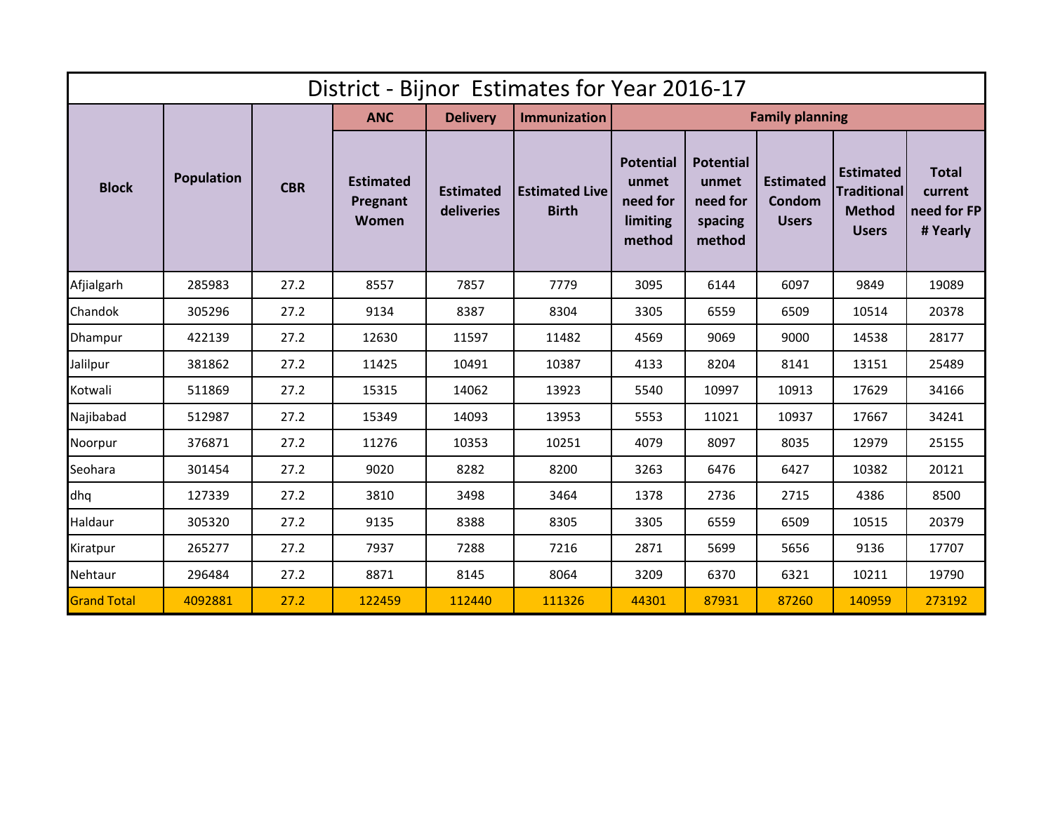# District - Bijnor Estimates for Year 2016-17

| Block | Population | CBR | ANC | Delivery | Immunization | Family planning | | | | |
|---|---|---|---|---|---|---|---|---|---|---|
| | | | Estimated Pregnant Women | Estimated deliveries | Estimated Live Birth | Potential unmet need for limiting method | Potential unmet need for spacing method | Estimated Condom Users | Estimated Traditional Method Users | Total current need for FP # Yearly |
| Afjialgarh | 285983 | 27.2 | 8557 | 7857 | 7779 | 3095 | 6144 | 6097 | 9849 | 19089 |
| Chandok | 305296 | 27.2 | 9134 | 8387 | 8304 | 3305 | 6559 | 6509 | 10514 | 20378 |
| Dhampur | 422139 | 27.2 | 12630 | 11597 | 11482 | 4569 | 9069 | 9000 | 14538 | 28177 |
| Jalilpur | 381862 | 27.2 | 11425 | 10491 | 10387 | 4133 | 8204 | 8141 | 13151 | 25489 |
| Kotwali | 511869 | 27.2 | 15315 | 14062 | 13923 | 5540 | 10997 | 10913 | 17629 | 34166 |
| Najibabad | 512987 | 27.2 | 15349 | 14093 | 13953 | 5553 | 11021 | 10937 | 17667 | 34241 |
| Noorpur | 376871 | 27.2 | 11276 | 10353 | 10251 | 4079 | 8097 | 8035 | 12979 | 25155 |
| Seohara | 301454 | 27.2 | 9020 | 8282 | 8200 | 3263 | 6476 | 6427 | 10382 | 20121 |
| dhq | 127339 | 27.2 | 3810 | 3498 | 3464 | 1378 | 2736 | 2715 | 4386 | 8500 |
| Haldaur | 305320 | 27.2 | 9135 | 8388 | 8305 | 3305 | 6559 | 6509 | 10515 | 20379 |
| Kiratpur | 265277 | 27.2 | 7937 | 7288 | 7216 | 2871 | 5699 | 5656 | 9136 | 17707 |
| Nehtaur | 296484 | 27.2 | 8871 | 8145 | 8064 | 3209 | 6370 | 6321 | 10211 | 19790 |
| Grand Total | 4092881 | 27.2 | 122459 | 112440 | 111326 | 44301 | 87931 | 87260 | 140959 | 273192 |